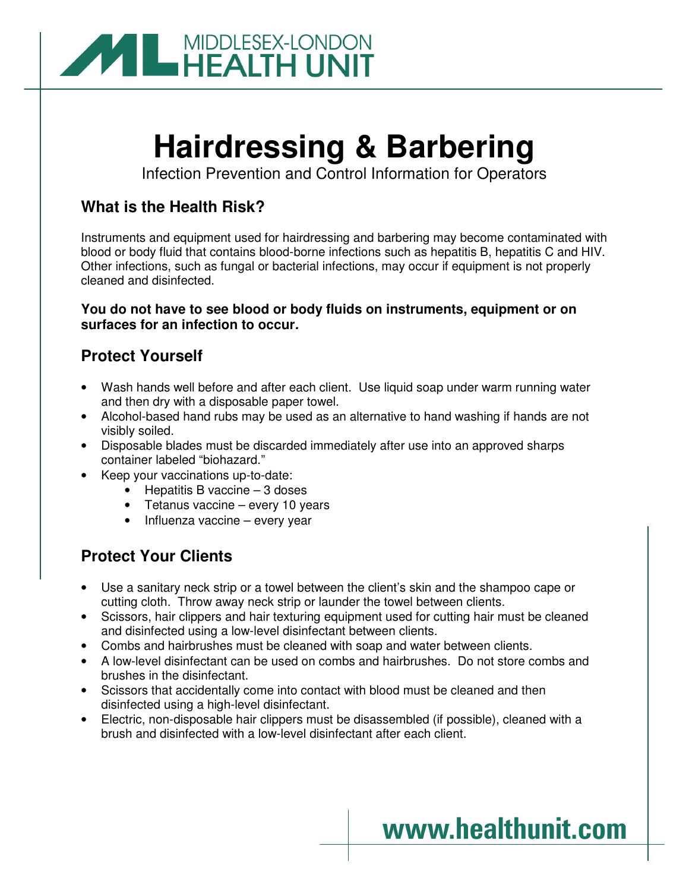MIDDLESEX-LONDON HEALTH UNIT

# Hairdressing & Barbering

Infection Prevention and Control Information for Operators

## What is the Health Risk?

Instruments and equipment used for hairdressing and barbering may become contaminated with blood or body fluid that contains blood-borne infections such as hepatitis B, hepatitis C and HIV. Other infections, such as fungal or bacterial infections, may occur if equipment is not properly cleaned and disinfected.

**You do not have to see blood or body fluids on instruments, equipment or on surfaces for an infection to occur.**

## Protect Yourself

- Wash hands well before and after each client. Use liquid soap under warm running water and then dry with a disposable paper towel.
- Alcohol-based hand rubs may be used as an alternative to hand washing if hands are not visibly soiled.
- Disposable blades must be discarded immediately after use into an approved sharps container labeled "biohazard."
- Keep your vaccinations up-to-date:
    - Hepatitis B vaccine – 3 doses
    - Tetanus vaccine – every 10 years
    - Influenza vaccine – every year

## Protect Your Clients

- Use a sanitary neck strip or a towel between the client's skin and the shampoo cape or cutting cloth. Throw away neck strip or launder the towel between clients.
- Scissors, hair clippers and hair texturing equipment used for cutting hair must be cleaned and disinfected using a low-level disinfectant between clients.
- Combs and hairbrushes must be cleaned with soap and water between clients.
- A low-level disinfectant can be used on combs and hairbrushes. Do not store combs and brushes in the disinfectant.
- Scissors that accidentally come into contact with blood must be cleaned and then disinfected using a high-level disinfectant.
- Electric, non-disposable hair clippers must be disassembled (if possible), cleaned with a brush and disinfected with a low-level disinfectant after each client.

www.healthunit.com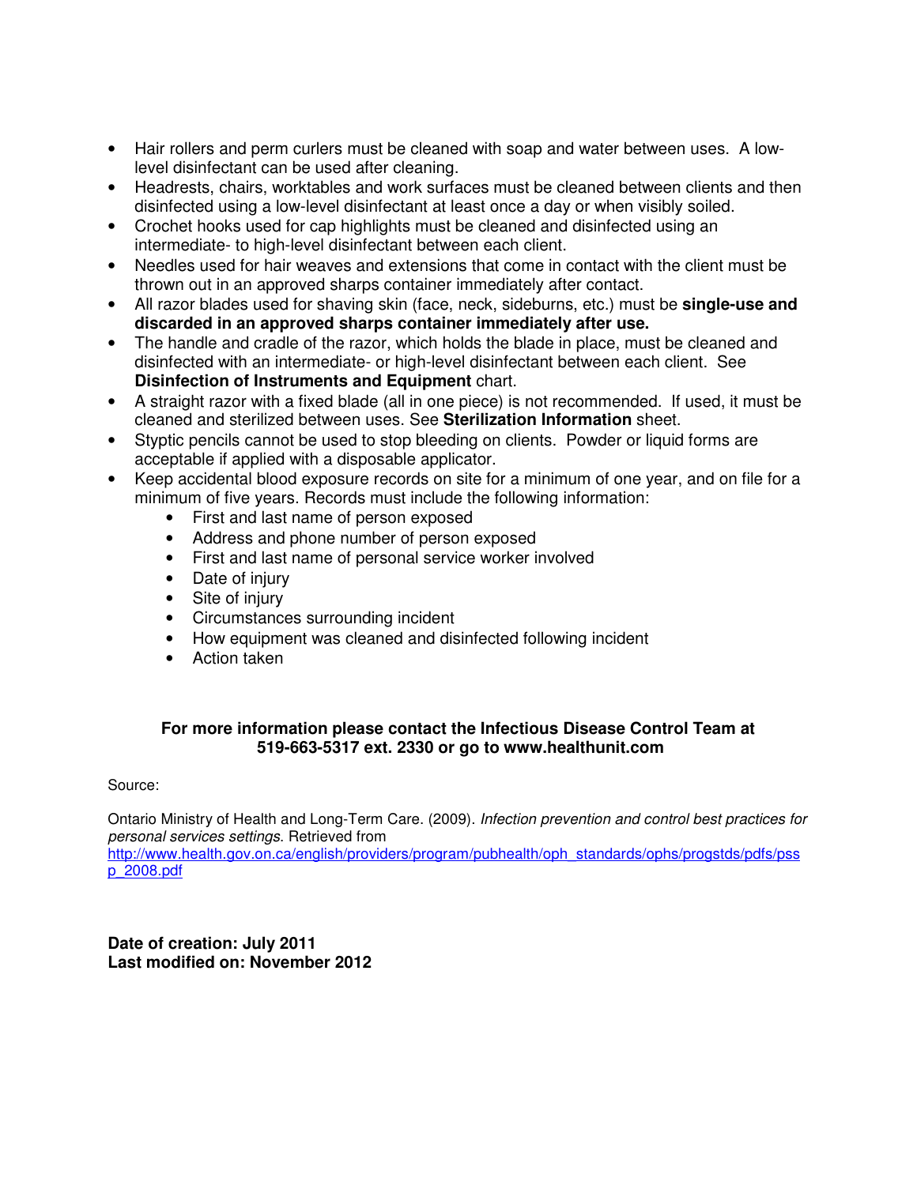- Hair rollers and perm curlers must be cleaned with soap and water between uses. A low-level disinfectant can be used after cleaning.
- Headrests, chairs, worktables and work surfaces must be cleaned between clients and then disinfected using a low-level disinfectant at least once a day or when visibly soiled.
- Crochet hooks used for cap highlights must be cleaned and disinfected using an intermediate- to high-level disinfectant between each client.
- Needles used for hair weaves and extensions that come in contact with the client must be thrown out in an approved sharps container immediately after contact.
- All razor blades used for shaving skin (face, neck, sideburns, etc.) must be **single-use and discarded in an approved sharps container immediately after use.**
- The handle and cradle of the razor, which holds the blade in place, must be cleaned and disinfected with an intermediate- or high-level disinfectant between each client. See **Disinfection of Instruments and Equipment** chart.
- A straight razor with a fixed blade (all in one piece) is not recommended. If used, it must be cleaned and sterilized between uses. See **Sterilization Information** sheet.
- Styptic pencils cannot be used to stop bleeding on clients. Powder or liquid forms are acceptable if applied with a disposable applicator.
- Keep accidental blood exposure records on site for a minimum of one year, and on file for a minimum of five years. Records must include the following information:
  - First and last name of person exposed
  - Address and phone number of person exposed
  - First and last name of personal service worker involved
  - Date of injury
  - Site of injury
  - Circumstances surrounding incident
  - How equipment was cleaned and disinfected following incident
  - Action taken

**For more information please contact the Infectious Disease Control Team at 519-663-5317 ext. 2330 or go to www.healthunit.com**

Source:

Ontario Ministry of Health and Long-Term Care. (2009). *Infection prevention and control best practices for personal services settings*. Retrieved from http://www.health.gov.on.ca/english/providers/program/pubhealth/oph_standards/ophs/progstds/pdfs/pssp_2008.pdf

**Date of creation: July 2011**
**Last modified on: November 2012**